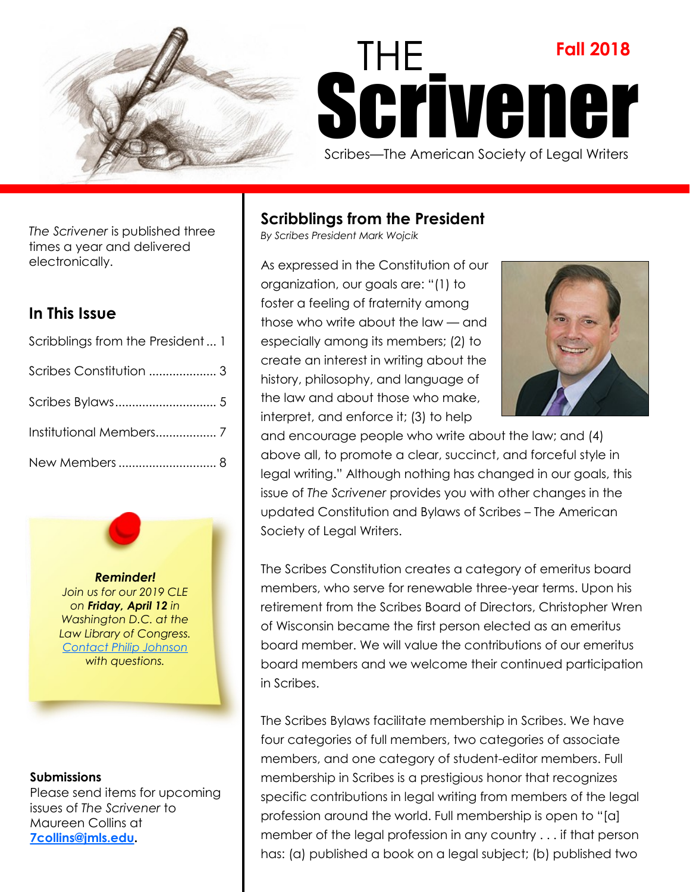# THE Scrivener

**Fall 2018**

Scribes—The American Society of Legal Writers

*The Scrivener* is published three times a year and delivered electronically.

## In This Issue

Scribblings from the President ... 1

Scribes Constitution .................... 3

Scribes Bylaws.............................. 5

Institutional Members.................. 7

New Members ............................. 8

***Reminder!***
*Join us for our 2019 CLE on **Friday, April 12** in Washington D.C. at the Law Library of Congress. [Contact Philip Johnson](#) with questions.*

**Submissions**
Please send items for upcoming issues of *The Scrivener* to Maureen Collins at **[7collins@jmls.edu](mailto:7collins@jmls.edu)**.

## Scribblings from the President

*By Scribes President Mark Wojcik*

As expressed in the Constitution of our organization, our goals are: "(1) to foster a feeling of fraternity among those who write about the law — and especially among its members; (2) to create an interest in writing about the history, philosophy, and language of the law and about those who make, interpret, and enforce it; (3) to help and encourage people who write about the law; and (4) above all, to promote a clear, succinct, and forceful style in legal writing." Although nothing has changed in our goals, this issue of *The Scrivener* provides you with other changes in the updated Constitution and Bylaws of Scribes – The American Society of Legal Writers.

The Scribes Constitution creates a category of emeritus board members, who serve for renewable three-year terms. Upon his retirement from the Scribes Board of Directors, Christopher Wren of Wisconsin became the first person elected as an emeritus board member. We will value the contributions of our emeritus board members and we welcome their continued participation in Scribes.

The Scribes Bylaws facilitate membership in Scribes. We have four categories of full members, two categories of associate members, and one category of student-editor members. Full membership in Scribes is a prestigious honor that recognizes specific contributions in legal writing from members of the legal profession around the world. Full membership is open to "[a] member of the legal profession in any country . . . if that person has: (a) published a book on a legal subject; (b) published two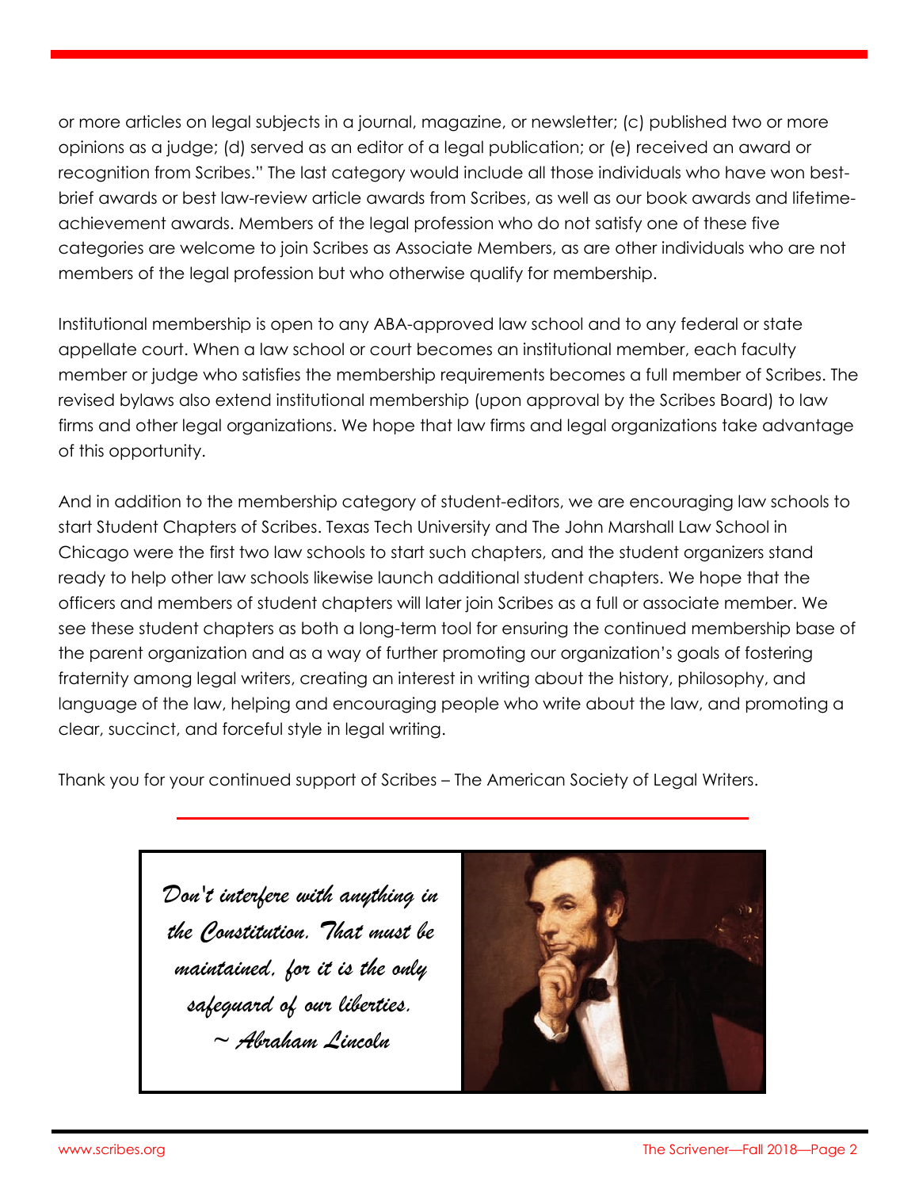or more articles on legal subjects in a journal, magazine, or newsletter; (c) published two or more opinions as a judge; (d) served as an editor of a legal publication; or (e) received an award or recognition from Scribes." The last category would include all those individuals who have won best-brief awards or best law-review article awards from Scribes, as well as our book awards and lifetime-achievement awards. Members of the legal profession who do not satisfy one of these five categories are welcome to join Scribes as Associate Members, as are other individuals who are not members of the legal profession but who otherwise qualify for membership.

Institutional membership is open to any ABA-approved law school and to any federal or state appellate court. When a law school or court becomes an institutional member, each faculty member or judge who satisfies the membership requirements becomes a full member of Scribes. The revised bylaws also extend institutional membership (upon approval by the Scribes Board) to law firms and other legal organizations. We hope that law firms and legal organizations take advantage of this opportunity.

And in addition to the membership category of student-editors, we are encouraging law schools to start Student Chapters of Scribes. Texas Tech University and The John Marshall Law School in Chicago were the first two law schools to start such chapters, and the student organizers stand ready to help other law schools likewise launch additional student chapters. We hope that the officers and members of student chapters will later join Scribes as a full or associate member. We see these student chapters as both a long-term tool for ensuring the continued membership base of the parent organization and as a way of further promoting our organization's goals of fostering fraternity among legal writers, creating an interest in writing about the history, philosophy, and language of the law, helping and encouraging people who write about the law, and promoting a clear, succinct, and forceful style in legal writing.

Thank you for your continued support of Scribes – The American Society of Legal Writers.

---

*Don't interfere with anything in the Constitution. That must be maintained, for it is the only safeguard of our liberties.*
*~ Abraham Lincoln*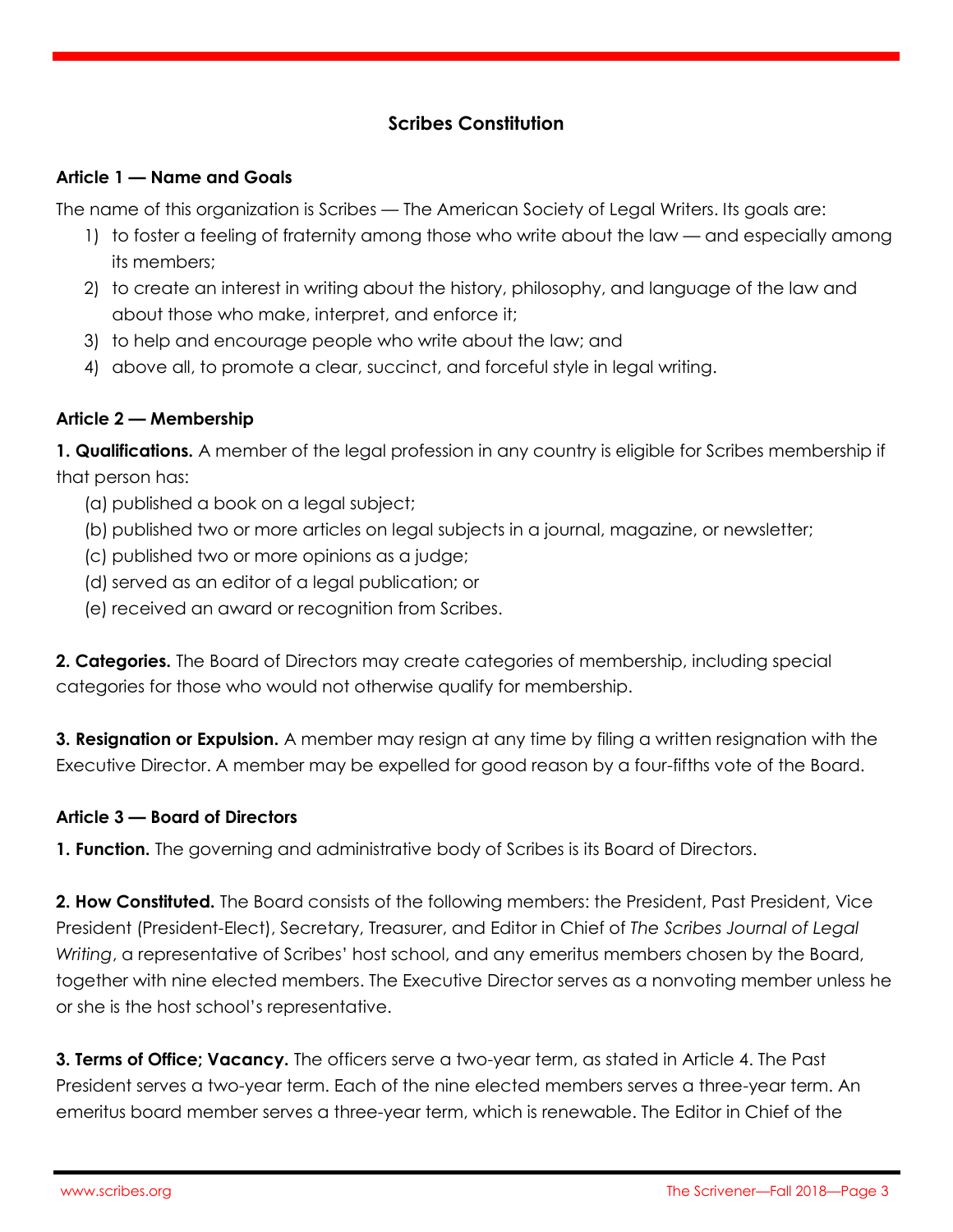## Scribes Constitution

### Article 1 — Name and Goals

The name of this organization is Scribes — The American Society of Legal Writers. Its goals are:

1) to foster a feeling of fraternity among those who write about the law — and especially among its members;
2) to create an interest in writing about the history, philosophy, and language of the law and about those who make, interpret, and enforce it;
3) to help and encourage people who write about the law; and
4) above all, to promote a clear, succinct, and forceful style in legal writing.

### Article 2 — Membership

**1. Qualifications.** A member of the legal profession in any country is eligible for Scribes membership if that person has:

(a) published a book on a legal subject;
(b) published two or more articles on legal subjects in a journal, magazine, or newsletter;
(c) published two or more opinions as a judge;
(d) served as an editor of a legal publication; or
(e) received an award or recognition from Scribes.

**2. Categories.** The Board of Directors may create categories of membership, including special categories for those who would not otherwise qualify for membership.

**3. Resignation or Expulsion.** A member may resign at any time by filing a written resignation with the Executive Director. A member may be expelled for good reason by a four-fifths vote of the Board.

### Article 3 — Board of Directors

**1. Function.** The governing and administrative body of Scribes is its Board of Directors.

**2. How Constituted.** The Board consists of the following members: the President, Past President, Vice President (President-Elect), Secretary, Treasurer, and Editor in Chief of *The Scribes Journal of Legal Writing*, a representative of Scribes' host school, and any emeritus members chosen by the Board, together with nine elected members. The Executive Director serves as a nonvoting member unless he or she is the host school's representative.

**3. Terms of Office; Vacancy.** The officers serve a two-year term, as stated in Article 4. The Past President serves a two-year term. Each of the nine elected members serves a three-year term. An emeritus board member serves a three-year term, which is renewable. The Editor in Chief of the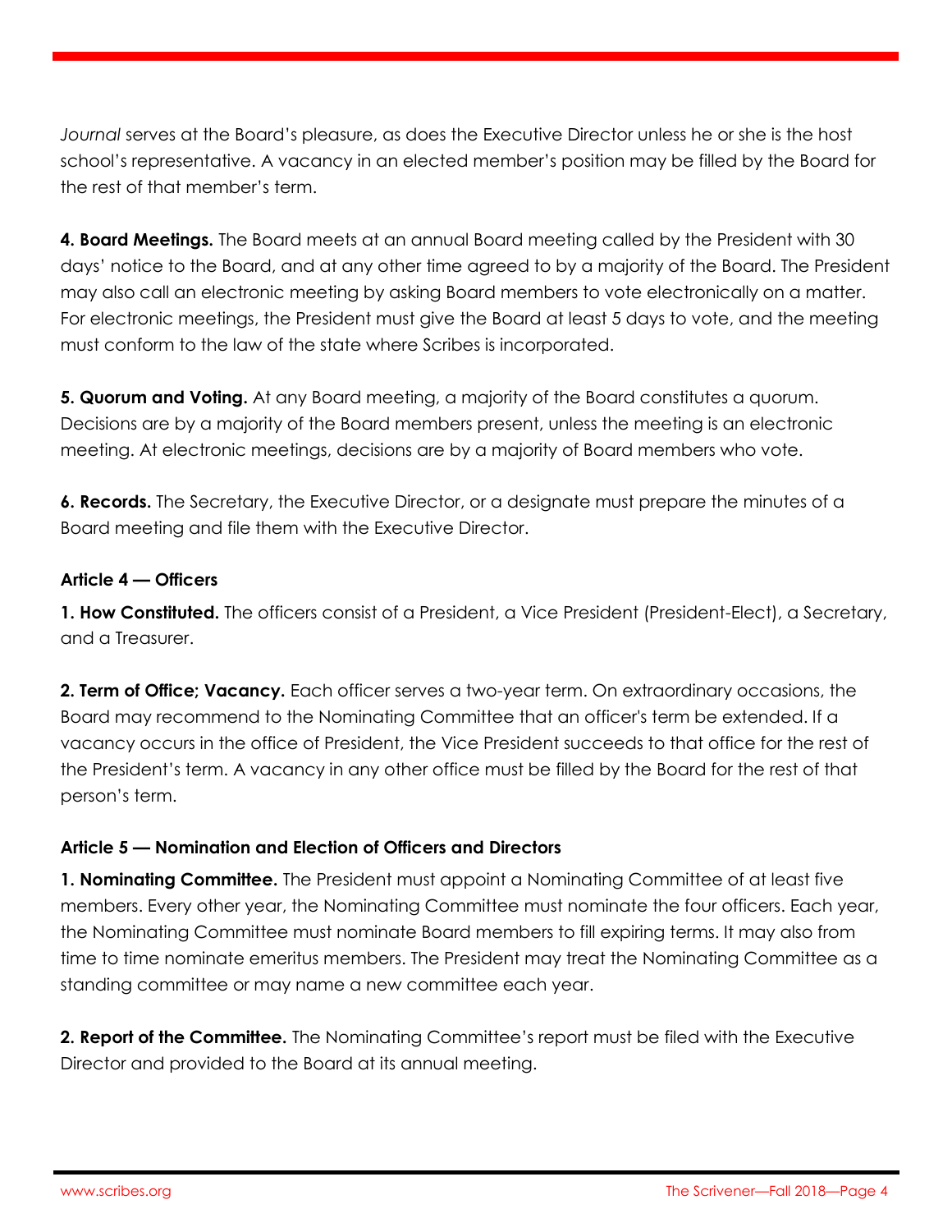*Journal* serves at the Board's pleasure, as does the Executive Director unless he or she is the host school's representative. A vacancy in an elected member's position may be filled by the Board for the rest of that member's term.

**4. Board Meetings.** The Board meets at an annual Board meeting called by the President with 30 days' notice to the Board, and at any other time agreed to by a majority of the Board. The President may also call an electronic meeting by asking Board members to vote electronically on a matter. For electronic meetings, the President must give the Board at least 5 days to vote, and the meeting must conform to the law of the state where Scribes is incorporated.

**5. Quorum and Voting.** At any Board meeting, a majority of the Board constitutes a quorum. Decisions are by a majority of the Board members present, unless the meeting is an electronic meeting. At electronic meetings, decisions are by a majority of Board members who vote.

**6. Records.** The Secretary, the Executive Director, or a designate must prepare the minutes of a Board meeting and file them with the Executive Director.

### Article 4 — Officers

**1. How Constituted.** The officers consist of a President, a Vice President (President-Elect), a Secretary, and a Treasurer.

**2. Term of Office; Vacancy.** Each officer serves a two-year term. On extraordinary occasions, the Board may recommend to the Nominating Committee that an officer's term be extended. If a vacancy occurs in the office of President, the Vice President succeeds to that office for the rest of the President's term. A vacancy in any other office must be filled by the Board for the rest of that person's term.

### Article 5 — Nomination and Election of Officers and Directors

**1. Nominating Committee.** The President must appoint a Nominating Committee of at least five members. Every other year, the Nominating Committee must nominate the four officers. Each year, the Nominating Committee must nominate Board members to fill expiring terms. It may also from time to time nominate emeritus members. The President may treat the Nominating Committee as a standing committee or may name a new committee each year.

**2. Report of the Committee.** The Nominating Committee's report must be filed with the Executive Director and provided to the Board at its annual meeting.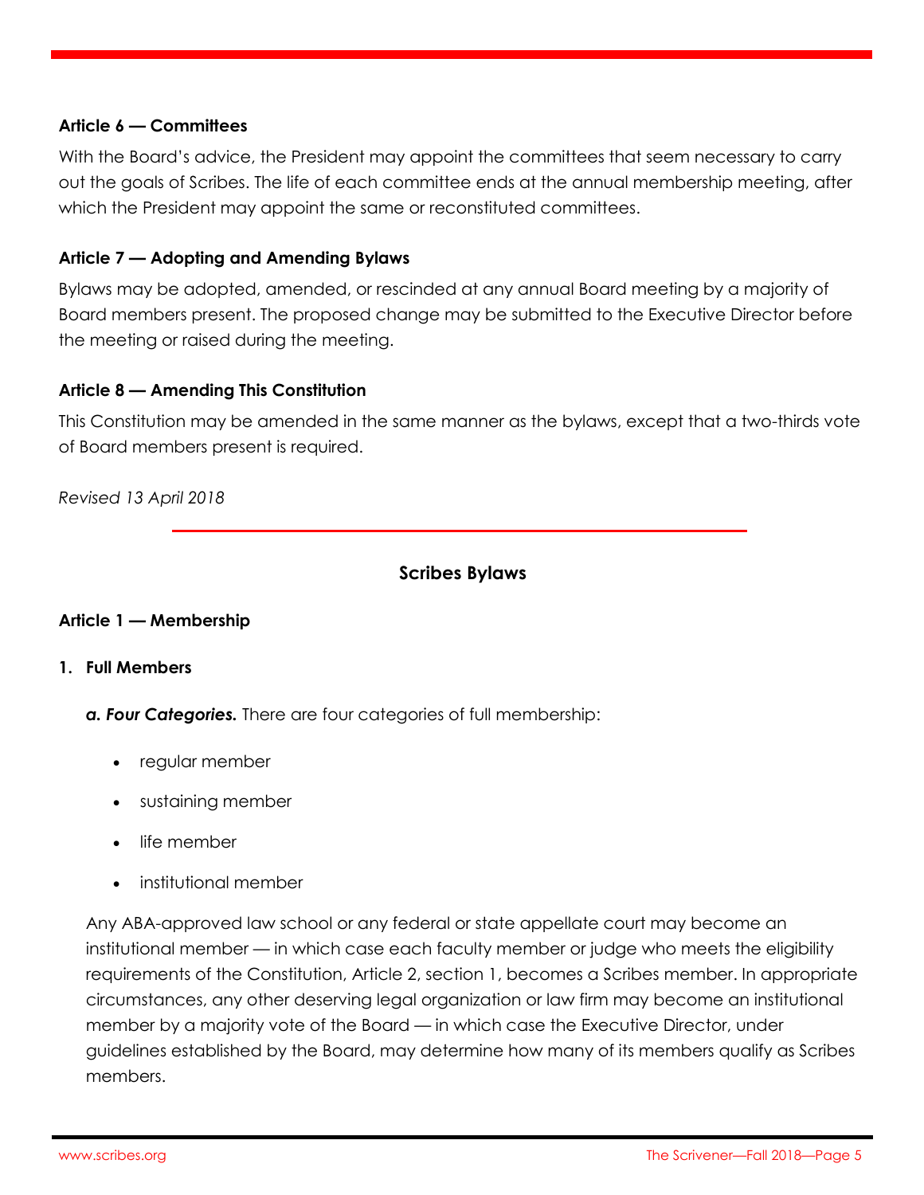**Article 6 — Committees**

With the Board's advice, the President may appoint the committees that seem necessary to carry out the goals of Scribes. The life of each committee ends at the annual membership meeting, after which the President may appoint the same or reconstituted committees.

**Article 7 — Adopting and Amending Bylaws**

Bylaws may be adopted, amended, or rescinded at any annual Board meeting by a majority of Board members present. The proposed change may be submitted to the Executive Director before the meeting or raised during the meeting.

**Article 8 — Amending This Constitution**

This Constitution may be amended in the same manner as the bylaws, except that a two-thirds vote of Board members present is required.

*Revised 13 April 2018*

---

## Scribes Bylaws

**Article 1 — Membership**

**1. Full Members**

***a. Four Categories.*** There are four categories of full membership:

- regular member
- sustaining member
- life member
- institutional member

Any ABA-approved law school or any federal or state appellate court may become an institutional member — in which case each faculty member or judge who meets the eligibility requirements of the Constitution, Article 2, section 1, becomes a Scribes member. In appropriate circumstances, any other deserving legal organization or law firm may become an institutional member by a majority vote of the Board — in which case the Executive Director, under guidelines established by the Board, may determine how many of its members qualify as Scribes members.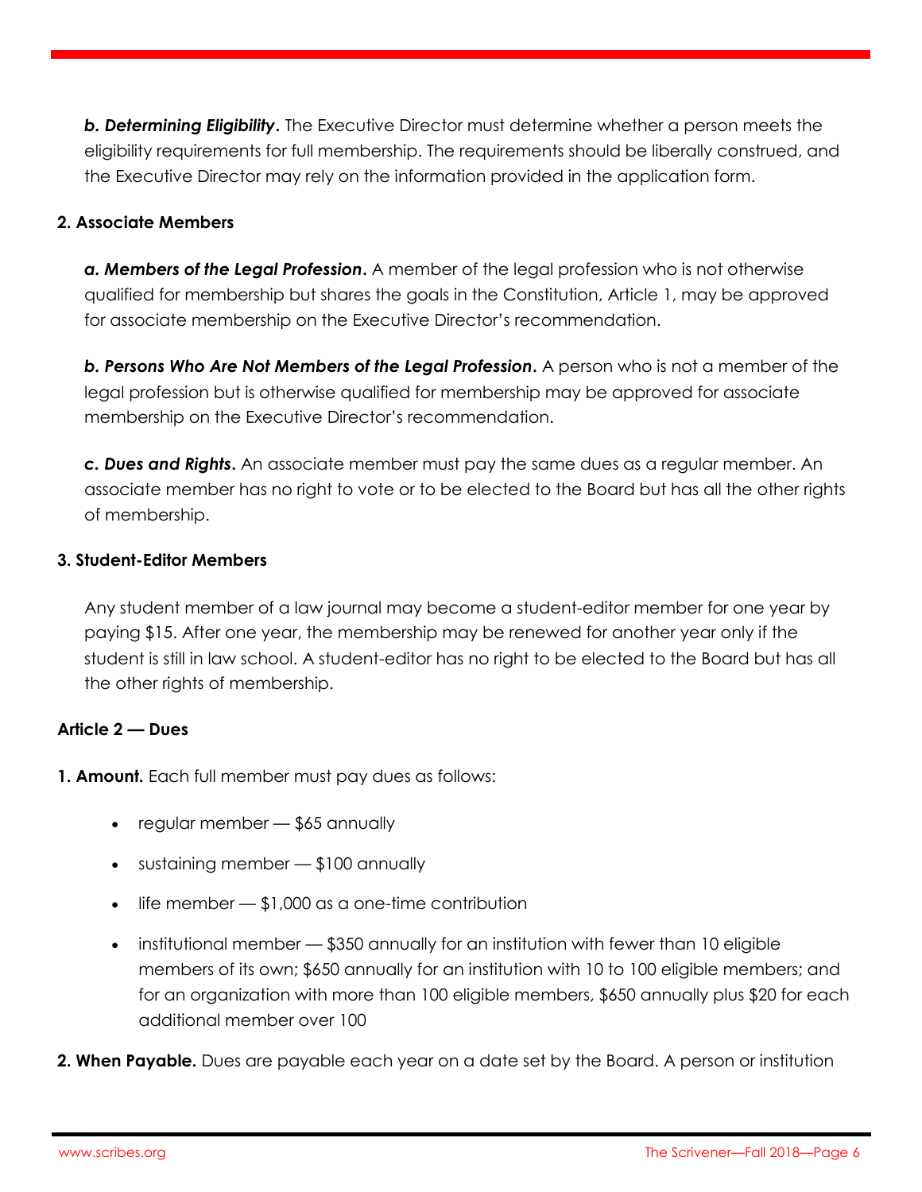***b. Determining Eligibility.*** The Executive Director must determine whether a person meets the eligibility requirements for full membership. The requirements should be liberally construed, and the Executive Director may rely on the information provided in the application form.

**2. Associate Members**

***a. Members of the Legal Profession.*** A member of the legal profession who is not otherwise qualified for membership but shares the goals in the Constitution, Article 1, may be approved for associate membership on the Executive Director's recommendation.

***b. Persons Who Are Not Members of the Legal Profession.*** A person who is not a member of the legal profession but is otherwise qualified for membership may be approved for associate membership on the Executive Director's recommendation.

***c. Dues and Rights.*** An associate member must pay the same dues as a regular member. An associate member has no right to vote or to be elected to the Board but has all the other rights of membership.

**3. Student-Editor Members**

Any student member of a law journal may become a student-editor member for one year by paying $15. After one year, the membership may be renewed for another year only if the student is still in law school. A student-editor has no right to be elected to the Board but has all the other rights of membership.

**Article 2 — Dues**

**1. Amount.** Each full member must pay dues as follows:

- regular member — $65 annually
- sustaining member — $100 annually
- life member — $1,000 as a one-time contribution
- institutional member — $350 annually for an institution with fewer than 10 eligible members of its own; $650 annually for an institution with 10 to 100 eligible members; and for an organization with more than 100 eligible members, $650 annually plus $20 for each additional member over 100

**2. When Payable.** Dues are payable each year on a date set by the Board. A person or institution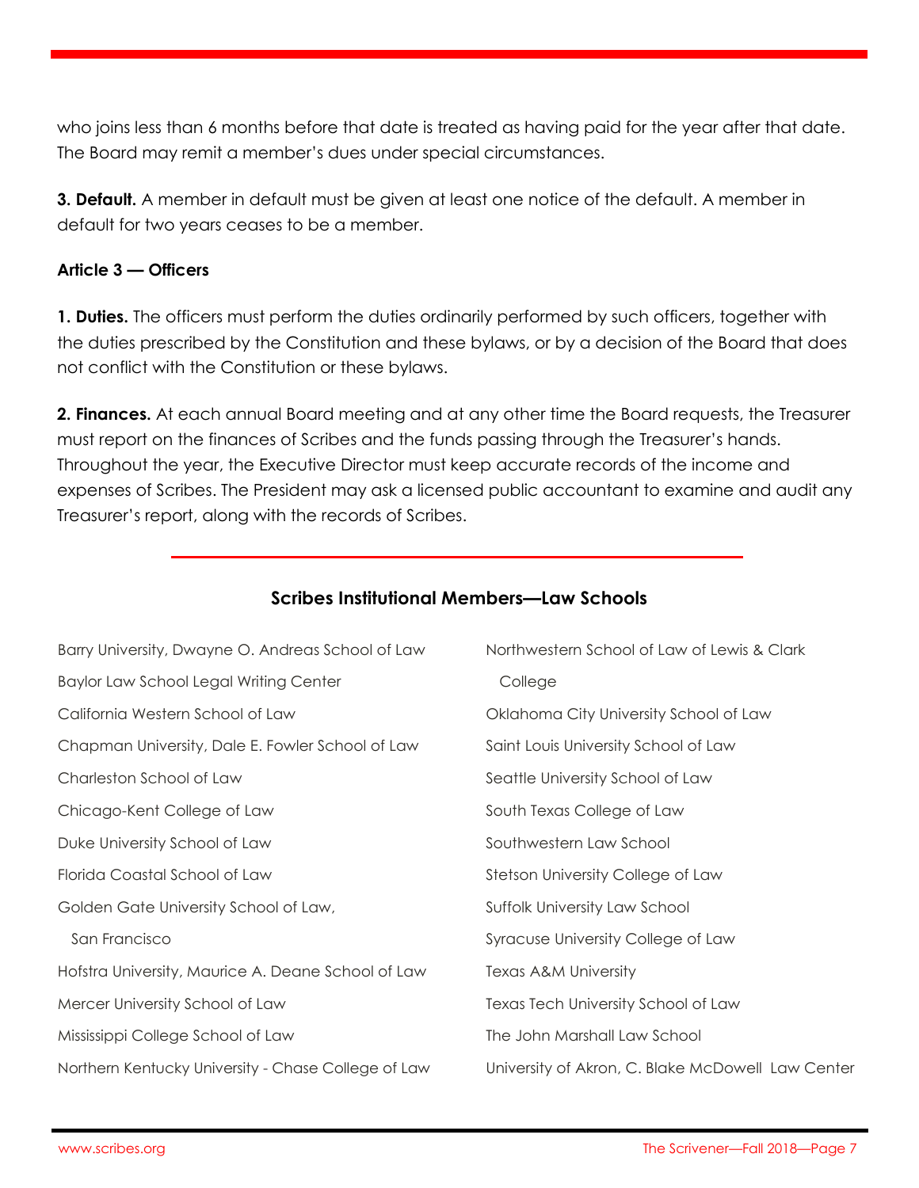who joins less than 6 months before that date is treated as having paid for the year after that date. The Board may remit a member's dues under special circumstances.

**3. Default.** A member in default must be given at least one notice of the default. A member in default for two years ceases to be a member.

**Article 3 — Officers**

**1. Duties.** The officers must perform the duties ordinarily performed by such officers, together with the duties prescribed by the Constitution and these bylaws, or by a decision of the Board that does not conflict with the Constitution or these bylaws.

**2. Finances.** At each annual Board meeting and at any other time the Board requests, the Treasurer must report on the finances of Scribes and the funds passing through the Treasurer's hands. Throughout the year, the Executive Director must keep accurate records of the income and expenses of Scribes. The President may ask a licensed public accountant to examine and audit any Treasurer's report, along with the records of Scribes.

## Scribes Institutional Members—Law Schools

Barry University, Dwayne O. Andreas School of Law

Baylor Law School Legal Writing Center

California Western School of Law

Chapman University, Dale E. Fowler School of Law

Charleston School of Law

Chicago-Kent College of Law

Duke University School of Law

Florida Coastal School of Law

Golden Gate University School of Law, San Francisco

Hofstra University, Maurice A. Deane School of Law

Mercer University School of Law

Mississippi College School of Law

Northern Kentucky University - Chase College of Law

Northwestern School of Law of Lewis & Clark College

Oklahoma City University School of Law

Saint Louis University School of Law

Seattle University School of Law

South Texas College of Law

Southwestern Law School

Stetson University College of Law

Suffolk University Law School

Syracuse University College of Law

Texas A&M University

Texas Tech University School of Law

The John Marshall Law School

University of Akron, C. Blake McDowell Law Center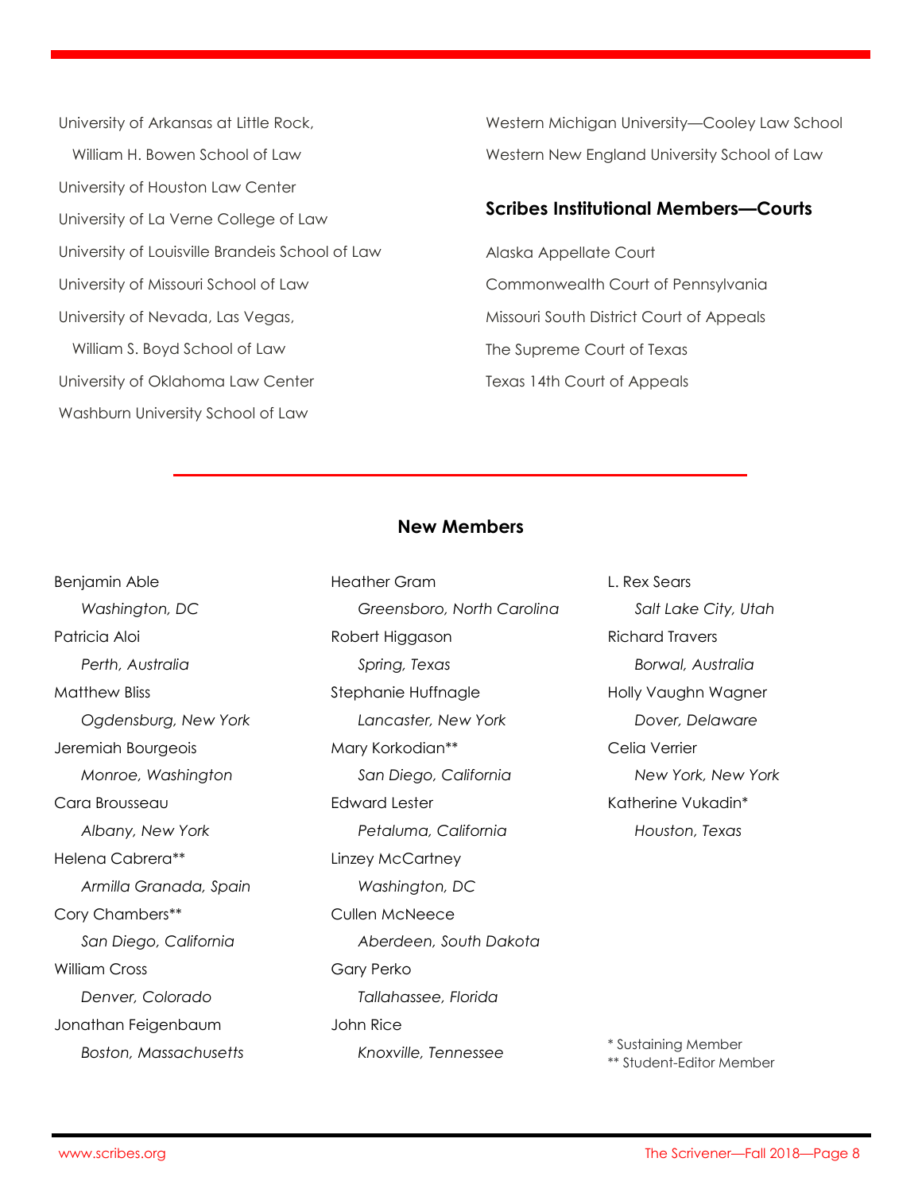University of Arkansas at Little Rock, William H. Bowen School of Law

University of Houston Law Center

University of La Verne College of Law

University of Louisville Brandeis School of Law

University of Missouri School of Law

University of Nevada, Las Vegas, William S. Boyd School of Law

University of Oklahoma Law Center

Washburn University School of Law

Western Michigan University—Cooley Law School

Western New England University School of Law

### Scribes Institutional Members—Courts

Alaska Appellate Court

Commonwealth Court of Pennsylvania

Missouri South District Court of Appeals

The Supreme Court of Texas

Texas 14th Court of Appeals

## New Members

Benjamin Able
*Washington, DC*

Patricia Aloi
*Perth, Australia*

Matthew Bliss
*Ogdensburg, New York*

Jeremiah Bourgeois
*Monroe, Washington*

Cara Brousseau
*Albany, New York*

Helena Cabrera**
*Armilla Granada, Spain*

Cory Chambers**
*San Diego, California*

William Cross
*Denver, Colorado*

Jonathan Feigenbaum
*Boston, Massachusetts*

Heather Gram
*Greensboro, North Carolina*

Robert Higgason
*Spring, Texas*

Stephanie Huffnagle
*Lancaster, New York*

Mary Korkodian**
*San Diego, California*

Edward Lester
*Petaluma, California*

Linzey McCartney
*Washington, DC*

Cullen McNeece
*Aberdeen, South Dakota*

Gary Perko
*Tallahassee, Florida*

John Rice
*Knoxville, Tennessee*

L. Rex Sears
*Salt Lake City, Utah*

Richard Travers
*Borwal, Australia*

Holly Vaughn Wagner
*Dover, Delaware*

Celia Verrier
*New York, New York*

Katherine Vukadin*
*Houston, Texas*

\* Sustaining Member
** Student-Editor Member